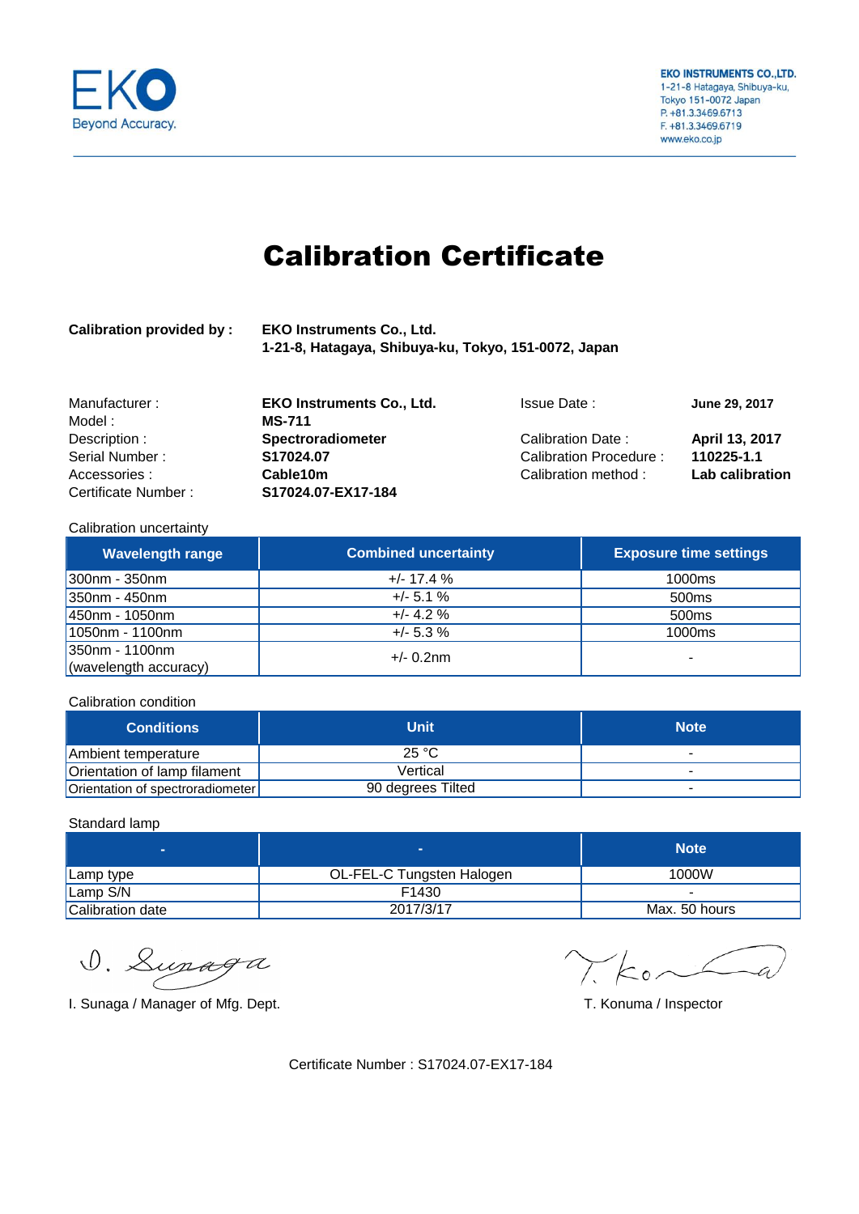EKO
Beyond Accuracy.

**EKO INSTRUMENTS CO.,LTD.**
1-21-8 Hatagaya, Shibuya-ku,
Tokyo 151-0072 Japan
P. +81.3.3469.6713
F. +81.3.3469.6719
www.eko.co.jp

# Calibration Certificate

**Calibration provided by :** **EKO Instruments Co., Ltd.**
**1-21-8, Hatagaya, Shibuya-ku, Tokyo, 151-0072, Japan**

| | | | |
|---|---|---|---|
| Manufacturer : | **EKO Instruments Co., Ltd.** | Issue Date : | **June 29, 2017** |
| Model : | **MS-711** | | |
| Description : | **Spectroradiometer** | Calibration Date : | **April 13, 2017** |
| Serial Number : | **S17024.07** | Calibration Procedure : | **110225-1.1** |
| Accessories : | **Cable10m** | Calibration method : | **Lab calibration** |
| Certificate Number : | **S17024.07-EX17-184** | | |

Calibration uncertainty

| Wavelength range | Combined uncertainty | Exposure time settings |
|---|---|---|
| 300nm - 350nm | +/- 17.4 % | 1000ms |
| 350nm - 450nm | +/- 5.1 % | 500ms |
| 450nm - 1050nm | +/- 4.2 % | 500ms |
| 1050nm - 1100nm | +/- 5.3 % | 1000ms |
| 350nm - 1100nm (wavelength accuracy) | +/- 0.2nm | - |

Calibration condition

| Conditions | Unit | Note |
|---|---|---|
| Ambient temperature | 25 °C | - |
| Orientation of lamp filament | Vertical | - |
| Orientation of spectroradiometer | 90 degrees Tilted | - |

Standard lamp

| - | - | Note |
|---|---|---|
| Lamp type | OL-FEL-C Tungsten Halogen | 1000W |
| Lamp S/N | F1430 | - |
| Calibration date | 2017/3/17 | Max. 50 hours |

I. Sunaga / Manager of Mfg. Dept.

T. Konuma / Inspector

Certificate Number : S17024.07-EX17-184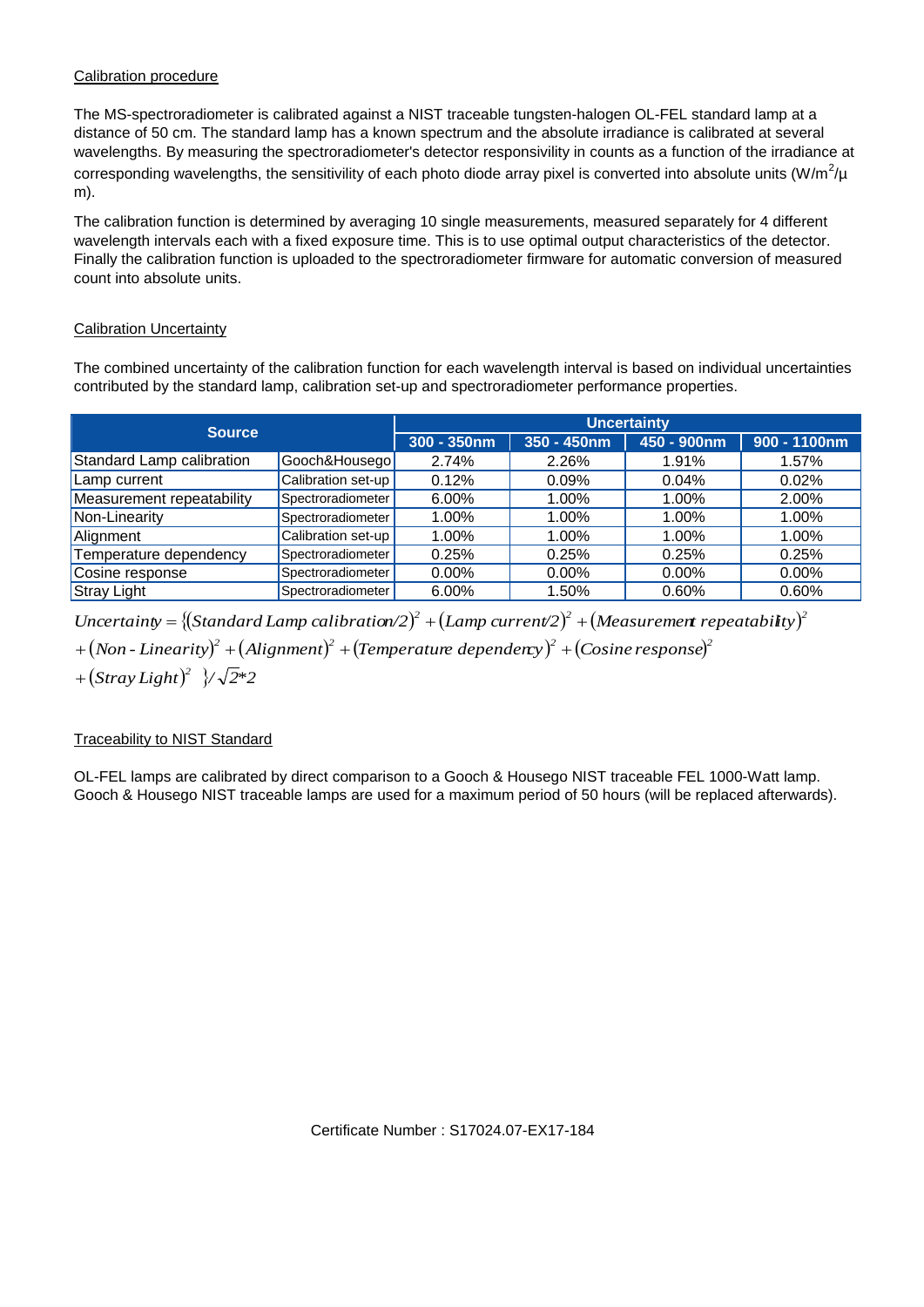Calibration procedure

The MS-spectroradiometer is calibrated against a NIST traceable tungsten-halogen OL-FEL standard lamp at a distance of 50 cm. The standard lamp has a known spectrum and the absolute irradiance is calibrated at several wavelengths. By measuring the spectroradiometer's detector responsivity in counts as a function of the irradiance at corresponding wavelengths, the sensitivity of each photo diode array pixel is converted into absolute units ($W/m^2/\mu m$).

The calibration function is determined by averaging 10 single measurements, measured separately for 4 different wavelength intervals each with a fixed exposure time. This is to use optimal output characteristics of the detector. Finally the calibration function is uploaded to the spectroradiometer firmware for automatic conversion of measured count into absolute units.

Calibration Uncertainty

The combined uncertainty of the calibration function for each wavelength interval is based on individual uncertainties contributed by the standard lamp, calibration set-up and spectroradiometer performance properties.

| Source | | Uncertainty | | | |
|---|---|---|---|---|---|
| | | 300 - 350nm | 350 - 450nm | 450 - 900nm | 900 - 1100nm |
| Standard Lamp calibration | Gooch&Housego | 2.74% | 2.26% | 1.91% | 1.57% |
| Lamp current | Calibration set-up | 0.12% | 0.09% | 0.04% | 0.02% |
| Measurement repeatability | Spectroradiometer | 6.00% | 1.00% | 1.00% | 2.00% |
| Non-Linearity | Spectroradiometer | 1.00% | 1.00% | 1.00% | 1.00% |
| Alignment | Calibration set-up | 1.00% | 1.00% | 1.00% | 1.00% |
| Temperature dependency | Spectroradiometer | 0.25% | 0.25% | 0.25% | 0.25% |
| Cosine response | Spectroradiometer | 0.00% | 0.00% | 0.00% | 0.00% |
| Stray Light | Spectroradiometer | 6.00% | 1.50% | 0.60% | 0.60% |

$$Uncertainty = \{(Standard\ Lamp\ calibration/2)^2 + (Lamp\ current/2)^2 + (Measurement\ repeatability)^2 + (Non\text{-}Linearity)^2 + (Alignment)^2 + (Temperature\ dependency)^2 + (Cosine\ response)^2 + (Stray\ Light)^2\}/\sqrt{2}*2$$

Traceability to NIST Standard

OL-FEL lamps are calibrated by direct comparison to a Gooch & Housego NIST traceable FEL 1000-Watt lamp. Gooch & Housego NIST traceable lamps are used for a maximum period of 50 hours (will be replaced afterwards).

Certificate Number : S17024.07-EX17-184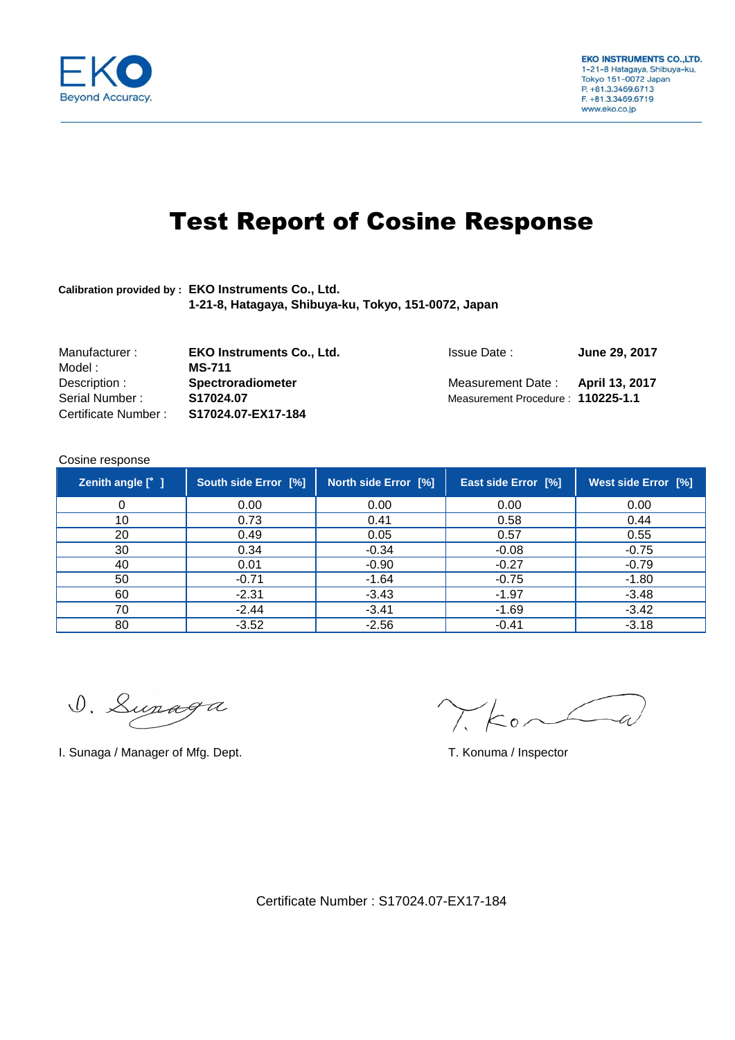EKO Beyond Accuracy.

EKO INSTRUMENTS CO.,LTD.
1-21-8 Hatagaya, Shibuya-ku,
Tokyo 151-0072 Japan
P. +81.3.3469.6713
F. +81.3.3469.6719
www.eko.co.jp

# Test Report of Cosine Response

**Calibration provided by :** **EKO Instruments Co., Ltd.**
**1-21-8, Hatagaya, Shibuya-ku, Tokyo, 151-0072, Japan**

Manufacturer : **EKO Instruments Co., Ltd.**
Model : **MS-711**
Description : **Spectroradiometer**
Serial Number : **S17024.07**
Certificate Number : **S17024.07-EX17-184**

Issue Date : **June 29, 2017**
Measurement Date : **April 13, 2017**
Measurement Procedure : **110225-1.1**

Cosine response

| Zenith angle [° ] | South side Error [%] | North side Error [%] | East side Error [%] | West side Error [%] |
|---|---|---|---|---|
| 0 | 0.00 | 0.00 | 0.00 | 0.00 |
| 10 | 0.73 | 0.41 | 0.58 | 0.44 |
| 20 | 0.49 | 0.05 | 0.57 | 0.55 |
| 30 | 0.34 | -0.34 | -0.08 | -0.75 |
| 40 | 0.01 | -0.90 | -0.27 | -0.79 |
| 50 | -0.71 | -1.64 | -0.75 | -1.80 |
| 60 | -2.31 | -3.43 | -1.97 | -3.48 |
| 70 | -2.44 | -3.41 | -1.69 | -3.42 |
| 80 | -3.52 | -2.56 | -0.41 | -3.18 |

I. Sunaga / Manager of Mfg. Dept.

T. Konuma / Inspector

Certificate Number : S17024.07-EX17-184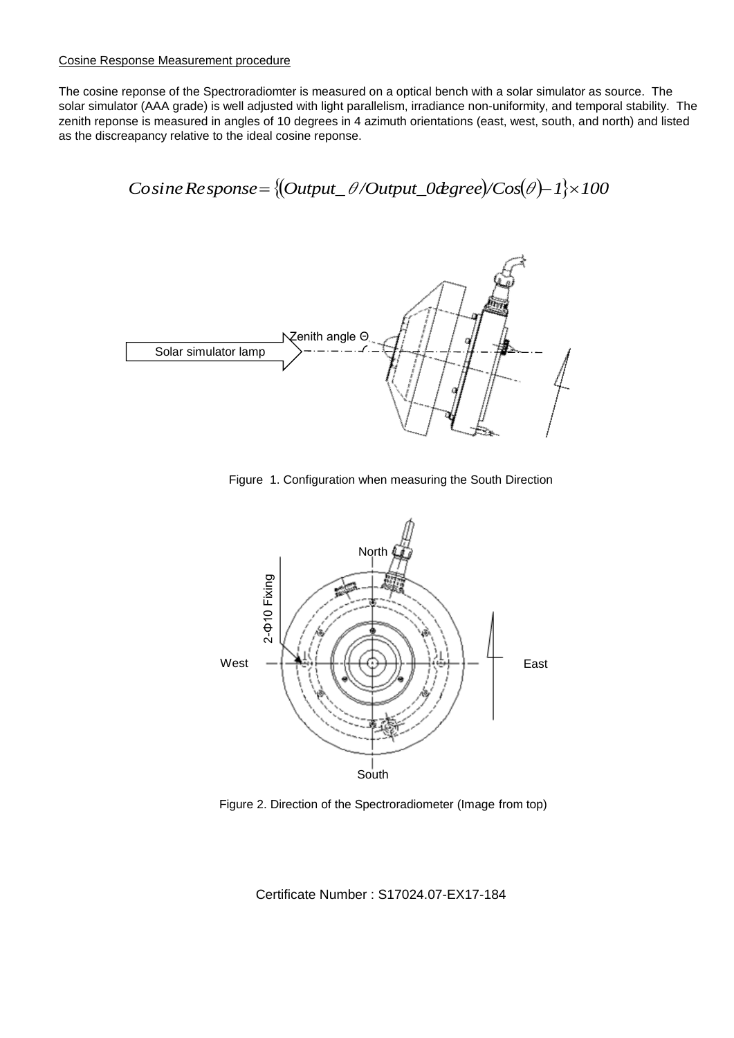Cosine Response Measurement procedure

The cosine reponse of the Spectroradiomter is measured on a optical bench with a solar simulator as source. The solar simulator (AAA grade) is well adjusted with light parallelism, irradiance non-uniformity, and temporal stability. The zenith reponse is measured in angles of 10 degrees in 4 azimuth orientations (east, west, south, and north) and listed as the discreapancy relative to the ideal cosine reponse.

$$Cosine\ Response = \{(Output\_\theta / Output\_0degree)/Cos(\theta) - 1\} \times 100$$

Solar simulator lamp

Zenith angle Θ

Figure 1. Configuration when measuring the South Direction

North

2-Φ10 Fixing

West

East

South

Figure 2. Direction of the Spectroradiometer (Image from top)

Certificate Number : S17024.07-EX17-184